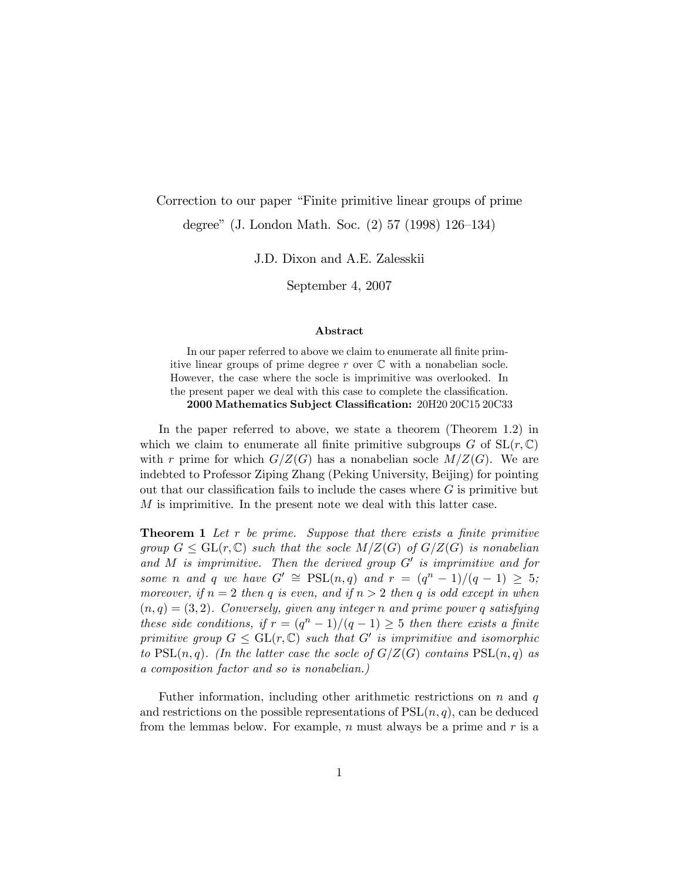# Correction to our paper "Finite primitive linear groups of prime degree" (J. London Math. Soc. (2) 57 (1998) 126–134)

J.D. Dixon and A.E. Zalesskii

September 4, 2007

### Abstract

In our paper referred to above we claim to enumerate all finite primitive linear groups of prime degree $r$ over $\mathbb{C}$ with a nonabelian socle. However, the case where the socle is imprimitive was overlooked. In the present paper we deal with this case to complete the classification.

**2000 Mathematics Subject Classification:** 20H20 20C15 20C33

In the paper referred to above, we state a theorem (Theorem 1.2) in which we claim to enumerate all finite primitive subgroups $G$ of $\mathrm{SL}(r, \mathbb{C})$ with $r$ prime for which $G/Z(G)$ has a nonabelian socle $M/Z(G)$. We are indebted to Professor Ziping Zhang (Peking University, Beijing) for pointing out that our classification fails to include the cases where $G$ is primitive but $M$ is imprimitive. In the present note we deal with this latter case.

**Theorem 1** *Let $r$ be prime. Suppose that there exists a finite primitive group $G \leq \mathrm{GL}(r, \mathbb{C})$ such that the socle $M/Z(G)$ of $G/Z(G)$ is nonabelian and $M$ is imprimitive. Then the derived group $G'$ is imprimitive and for some $n$ and $q$ we have $G' \cong \mathrm{PSL}(n, q)$ and $r = (q^n - 1)/(q - 1) \geq 5$; moreover, if $n = 2$ then $q$ is even, and if $n > 2$ then $q$ is odd except in when $(n, q) = (3, 2)$. Conversely, given any integer $n$ and prime power $q$ satisfying these side conditions, if $r = (q^n - 1)/(q - 1) \geq 5$ then there exists a finite primitive group $G \leq \mathrm{GL}(r, \mathbb{C})$ such that $G'$ is imprimitive and isomorphic to $\mathrm{PSL}(n, q)$. (In the latter case the socle of $G/Z(G)$ contains $\mathrm{PSL}(n, q)$ as a composition factor and so is nonabelian.)*

Futher information, including other arithmetic restrictions on $n$ and $q$ and restrictions on the possible representations of $\mathrm{PSL}(n, q)$, can be deduced from the lemmas below. For example, $n$ must always be a prime and $r$ is a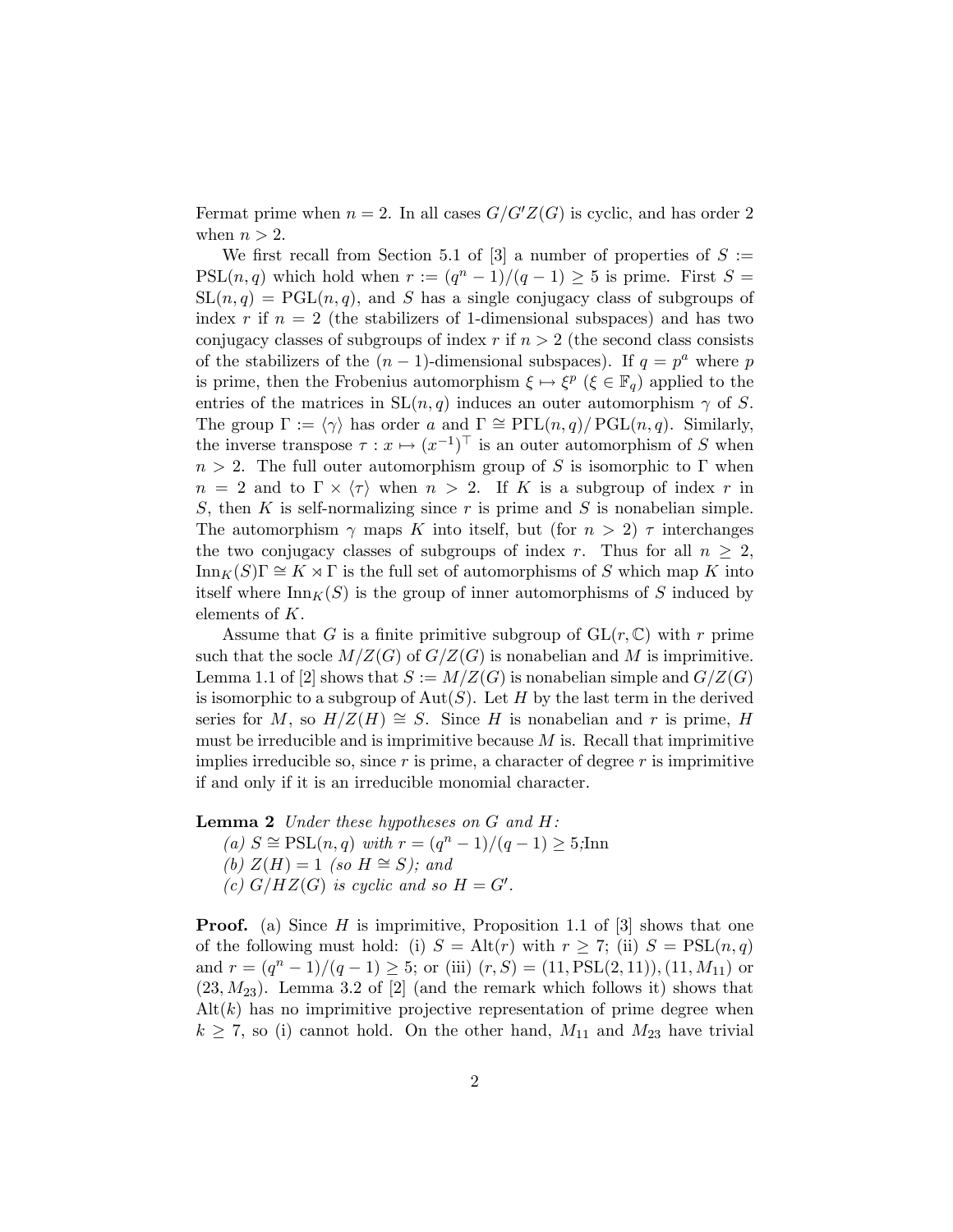Fermat prime when $n = 2$. In all cases $G/G'Z(G)$ is cyclic, and has order 2 when $n > 2$.

We first recall from Section 5.1 of [3] a number of properties of $S := \mathrm{PSL}(n, q)$ which hold when $r := (q^n - 1)/(q - 1) \geq 5$ is prime. First $S = \mathrm{SL}(n, q) = \mathrm{PGL}(n, q)$, and $S$ has a single conjugacy class of subgroups of index $r$ if $n = 2$ (the stabilizers of 1-dimensional subspaces) and has two conjugacy classes of subgroups of index $r$ if $n > 2$ (the second class consists of the stabilizers of the $(n-1)$-dimensional subspaces). If $q = p^a$ where $p$ is prime, then the Frobenius automorphism $\xi \mapsto \xi^p$ ($\xi \in \mathbb{F}_q$) applied to the entries of the matrices in $\mathrm{SL}(n, q)$ induces an outer automorphism $\gamma$ of $S$. The group $\Gamma := \langle \gamma \rangle$ has order $a$ and $\Gamma \cong \mathrm{P\Gamma L}(n, q)/\mathrm{PGL}(n, q)$. Similarly, the inverse transpose $\tau : x \mapsto (x^{-1})^{\top}$ is an outer automorphism of $S$ when $n > 2$. The full outer automorphism group of $S$ is isomorphic to $\Gamma$ when $n = 2$ and to $\Gamma \times \langle \tau \rangle$ when $n > 2$. If $K$ is a subgroup of index $r$ in $S$, then $K$ is self-normalizing since $r$ is prime and $S$ is nonabelian simple. The automorphism $\gamma$ maps $K$ into itself, but (for $n > 2$) $\tau$ interchanges the two conjugacy classes of subgroups of index $r$. Thus for all $n \geq 2$, $\mathrm{Inn}_K(S)\Gamma \cong K \rtimes \Gamma$ is the full set of automorphisms of $S$ which map $K$ into itself where $\mathrm{Inn}_K(S)$ is the group of inner automorphisms of $S$ induced by elements of $K$.

Assume that $G$ is a finite primitive subgroup of $\mathrm{GL}(r, \mathbb{C})$ with $r$ prime such that the socle $M/Z(G)$ of $G/Z(G)$ is nonabelian and $M$ is imprimitive. Lemma 1.1 of [2] shows that $S := M/Z(G)$ is nonabelian simple and $G/Z(G)$ is isomorphic to a subgroup of $\mathrm{Aut}(S)$. Let $H$ by the last term in the derived series for $M$, so $H/Z(H) \cong S$. Since $H$ is nonabelian and $r$ is prime, $H$ must be irreducible and is imprimitive because $M$ is. Recall that imprimitive implies irreducible so, since $r$ is prime, a character of degree $r$ is imprimitive if and only if it is an irreducible monomial character.

**Lemma 2** *Under these hypotheses on $G$ and $H$:*
*(a) $S \cong \mathrm{PSL}(n, q)$ with $r = (q^n - 1)/(q - 1) \geq 5$;*Inn
*(b) $Z(H) = 1$ (so $H \cong S$); and*
*(c) $G/HZ(G)$ is cyclic and so $H = G'$.*

**Proof.** (a) Since $H$ is imprimitive, Proposition 1.1 of [3] shows that one of the following must hold: (i) $S = \mathrm{Alt}(r)$ with $r \geq 7$; (ii) $S = \mathrm{PSL}(n, q)$ and $r = (q^n - 1)/(q - 1) \geq 5$; or (iii) $(r, S) = (11, \mathrm{PSL}(2, 11)), (11, M_{11})$ or $(23, M_{23})$. Lemma 3.2 of [2] (and the remark which follows it) shows that $\mathrm{Alt}(k)$ has no imprimitive projective representation of prime degree when $k \geq 7$, so (i) cannot hold. On the other hand, $M_{11}$ and $M_{23}$ have trivial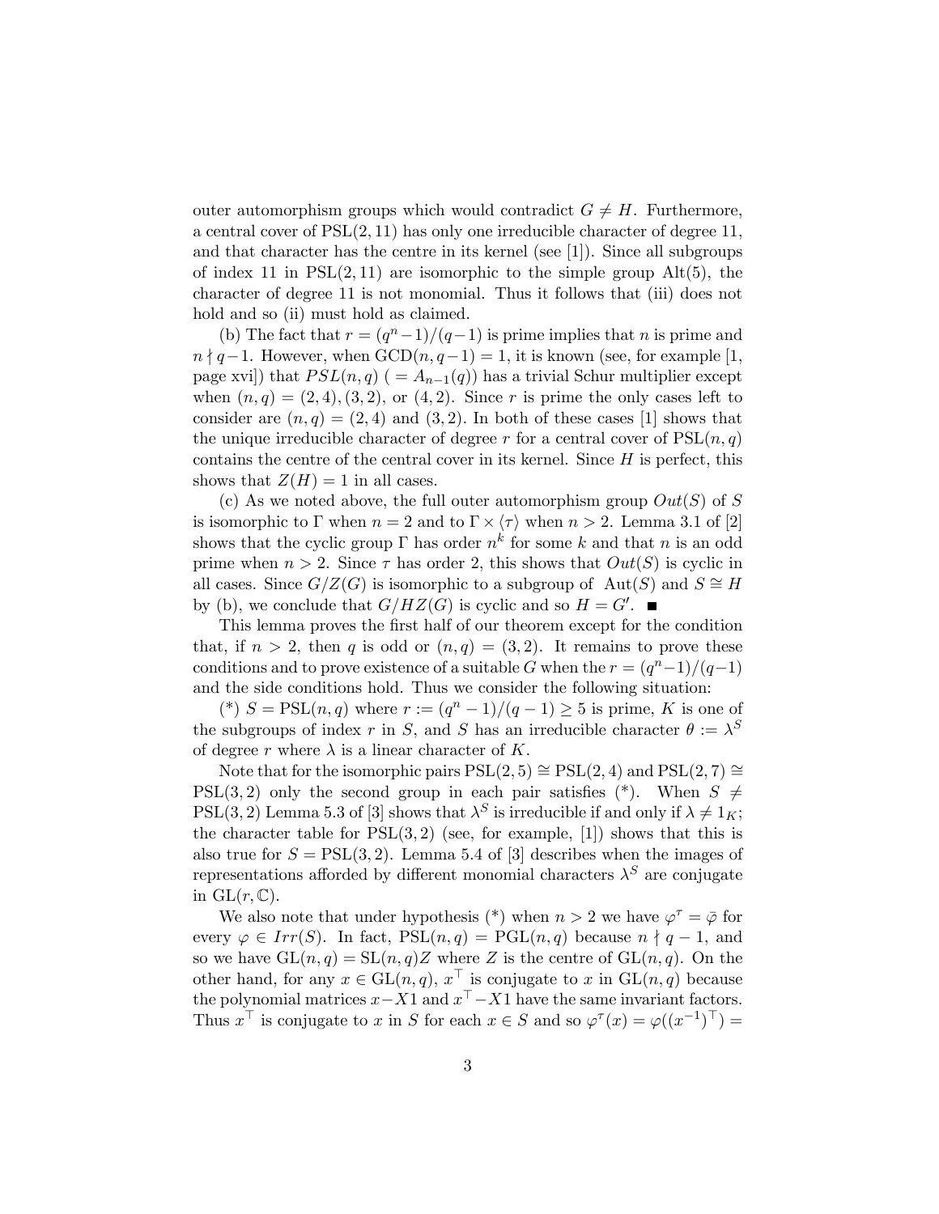outer automorphism groups which would contradict $G \neq H$. Furthermore, a central cover of $\mathrm{PSL}(2,11)$ has only one irreducible character of degree 11, and that character has the centre in its kernel (see [1]). Since all subgroups of index 11 in $\mathrm{PSL}(2,11)$ are isomorphic to the simple group $\mathrm{Alt}(5)$, the character of degree 11 is not monomial. Thus it follows that (iii) does not hold and so (ii) must hold as claimed.

(b) The fact that $r = (q^n - 1)/(q-1)$ is prime implies that $n$ is prime and $n \nmid q-1$. However, when $\mathrm{GCD}(n, q-1) = 1$, it is known (see, for example [1, page xvi]) that $PSL(n,q)$ ( $= A_{n-1}(q)$) has a trivial Schur multiplier except when $(n,q) = (2,4), (3,2)$, or $(4,2)$. Since $r$ is prime the only cases left to consider are $(n,q) = (2,4)$ and $(3,2)$. In both of these cases [1] shows that the unique irreducible character of degree $r$ for a central cover of $\mathrm{PSL}(n,q)$ contains the centre of the central cover in its kernel. Since $H$ is perfect, this shows that $Z(H) = 1$ in all cases.

(c) As we noted above, the full outer automorphism group $Out(S)$ of $S$ is isomorphic to $\Gamma$ when $n = 2$ and to $\Gamma \times \langle \tau \rangle$ when $n > 2$. Lemma 3.1 of [2] shows that the cyclic group $\Gamma$ has order $n^k$ for some $k$ and that $n$ is an odd prime when $n > 2$. Since $\tau$ has order 2, this shows that $Out(S)$ is cyclic in all cases. Since $G/Z(G)$ is isomorphic to a subgroup of $\mathrm{Aut}(S)$ and $S \cong H$ by (b), we conclude that $G/HZ(G)$ is cyclic and so $H = G'$. ∎

This lemma proves the first half of our theorem except for the condition that, if $n > 2$, then $q$ is odd or $(n,q) = (3,2)$. It remains to prove these conditions and to prove existence of a suitable $G$ when the $r = (q^n - 1)/(q-1)$ and the side conditions hold. Thus we consider the following situation:

(*) $S = \mathrm{PSL}(n,q)$ where $r := (q^n - 1)/(q-1) \geq 5$ is prime, $K$ is one of the subgroups of index $r$ in $S$, and $S$ has an irreducible character $\theta := \lambda^S$ of degree $r$ where $\lambda$ is a linear character of $K$.

Note that for the isomorphic pairs $\mathrm{PSL}(2,5) \cong \mathrm{PSL}(2,4)$ and $\mathrm{PSL}(2,7) \cong \mathrm{PSL}(3,2)$ only the second group in each pair satisfies (*). When $S \neq \mathrm{PSL}(3,2)$ Lemma 5.3 of [3] shows that $\lambda^S$ is irreducible if and only if $\lambda \neq 1_K$; the character table for $\mathrm{PSL}(3,2)$ (see, for example, [1]) shows that this is also true for $S = \mathrm{PSL}(3,2)$. Lemma 5.4 of [3] describes when the images of representations afforded by different monomial characters $\lambda^S$ are conjugate in $\mathrm{GL}(r, \mathbb{C})$.

We also note that under hypothesis (*) when $n > 2$ we have $\varphi^\tau = \bar{\varphi}$ for every $\varphi \in Irr(S)$. In fact, $\mathrm{PSL}(n,q) = \mathrm{PGL}(n,q)$ because $n \nmid q-1$, and so we have $\mathrm{GL}(n,q) = \mathrm{SL}(n,q)Z$ where $Z$ is the centre of $\mathrm{GL}(n,q)$. On the other hand, for any $x \in \mathrm{GL}(n,q)$, $x^\top$ is conjugate to $x$ in $\mathrm{GL}(n,q)$ because the polynomial matrices $x - X1$ and $x^\top - X1$ have the same invariant factors. Thus $x^\top$ is conjugate to $x$ in $S$ for each $x \in S$ and so $\varphi^\tau(x) = \varphi((x^{-1})^\top) =$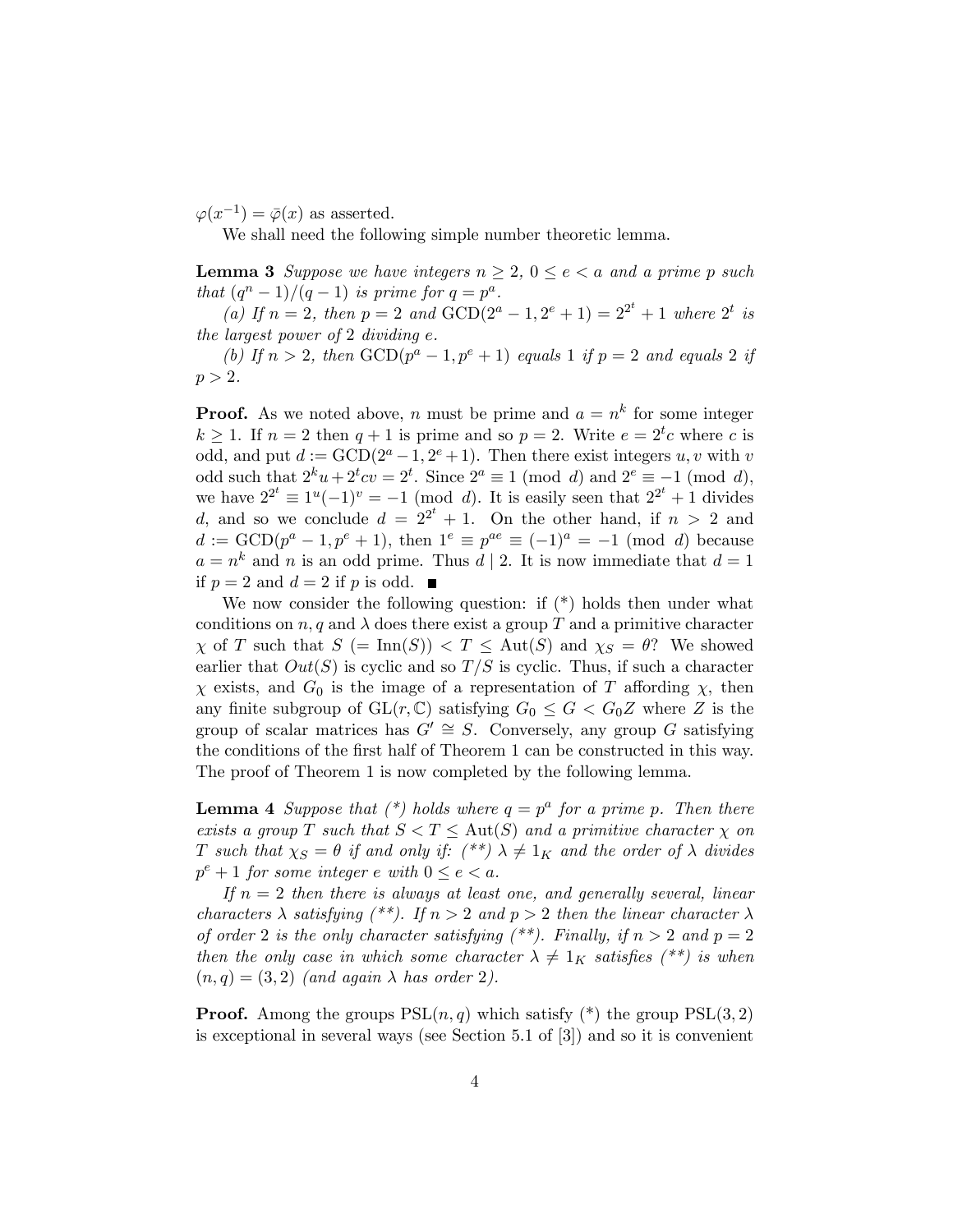$\varphi(x^{-1}) = \bar{\varphi}(x)$ as asserted.

We shall need the following simple number theoretic lemma.

**Lemma 3** *Suppose we have integers $n \geq 2$, $0 \leq e < a$ and a prime $p$ such that $(q^n - 1)/(q - 1)$ is prime for $q = p^a$.*

*(a) If $n = 2$, then $p = 2$ and $\mathrm{GCD}(2^a - 1, 2^e + 1) = 2^{2^t} + 1$ where $2^t$ is the largest power of 2 dividing $e$.*

*(b) If $n > 2$, then $\mathrm{GCD}(p^a - 1, p^e + 1)$ equals 1 if $p = 2$ and equals 2 if $p > 2$.*

**Proof.** As we noted above, $n$ must be prime and $a = n^k$ for some integer $k \geq 1$. If $n = 2$ then $q + 1$ is prime and so $p = 2$. Write $e = 2^t c$ where $c$ is odd, and put $d := \mathrm{GCD}(2^a - 1, 2^e + 1)$. Then there exist integers $u, v$ with $v$ odd such that $2^k u + 2^t cv = 2^t$. Since $2^a \equiv 1 \pmod{d}$ and $2^e \equiv -1 \pmod{d}$, we have $2^{2^t} \equiv 1^u (-1)^v = -1 \pmod{d}$. It is easily seen that $2^{2^t} + 1$ divides $d$, and so we conclude $d = 2^{2^t} + 1$. On the other hand, if $n > 2$ and $d := \mathrm{GCD}(p^a - 1, p^e + 1)$, then $1^e \equiv p^{ae} \equiv (-1)^a = -1 \pmod{d}$ because $a = n^k$ and $n$ is an odd prime. Thus $d \mid 2$. It is now immediate that $d = 1$ if $p = 2$ and $d = 2$ if $p$ is odd. ∎

We now consider the following question: if (*) holds then under what conditions on $n, q$ and $\lambda$ does there exist a group $T$ and a primitive character $\chi$ of $T$ such that $S$ $(= \mathrm{Inn}(S)) < T \leq \mathrm{Aut}(S)$ and $\chi_S = \theta$? We showed earlier that $Out(S)$ is cyclic and so $T/S$ is cyclic. Thus, if such a character $\chi$ exists, and $G_0$ is the image of a representation of $T$ affording $\chi$, then any finite subgroup of $\mathrm{GL}(r, \mathbb{C})$ satisfying $G_0 \leq G < G_0 Z$ where $Z$ is the group of scalar matrices has $G' \cong S$. Conversely, any group $G$ satisfying the conditions of the first half of Theorem 1 can be constructed in this way. The proof of Theorem 1 is now completed by the following lemma.

**Lemma 4** *Suppose that (*) holds where $q = p^a$ for a prime $p$. Then there exists a group $T$ such that $S < T \leq \mathrm{Aut}(S)$ and a primitive character $\chi$ on $T$ such that $\chi_S = \theta$ if and only if: (**) $\lambda \neq 1_K$ and the order of $\lambda$ divides $p^e + 1$ for some integer $e$ with $0 \leq e < a$.*

*If $n = 2$ then there is always at least one, and generally several, linear characters $\lambda$ satisfying (**). If $n > 2$ and $p > 2$ then the linear character $\lambda$ of order 2 is the only character satisfying (**). Finally, if $n > 2$ and $p = 2$ then the only case in which some character $\lambda \neq 1_K$ satisfies (**) is when $(n, q) = (3, 2)$ (and again $\lambda$ has order 2).*

**Proof.** Among the groups $\mathrm{PSL}(n, q)$ which satisfy (*) the group $\mathrm{PSL}(3, 2)$ is exceptional in several ways (see Section 5.1 of [3]) and so it is convenient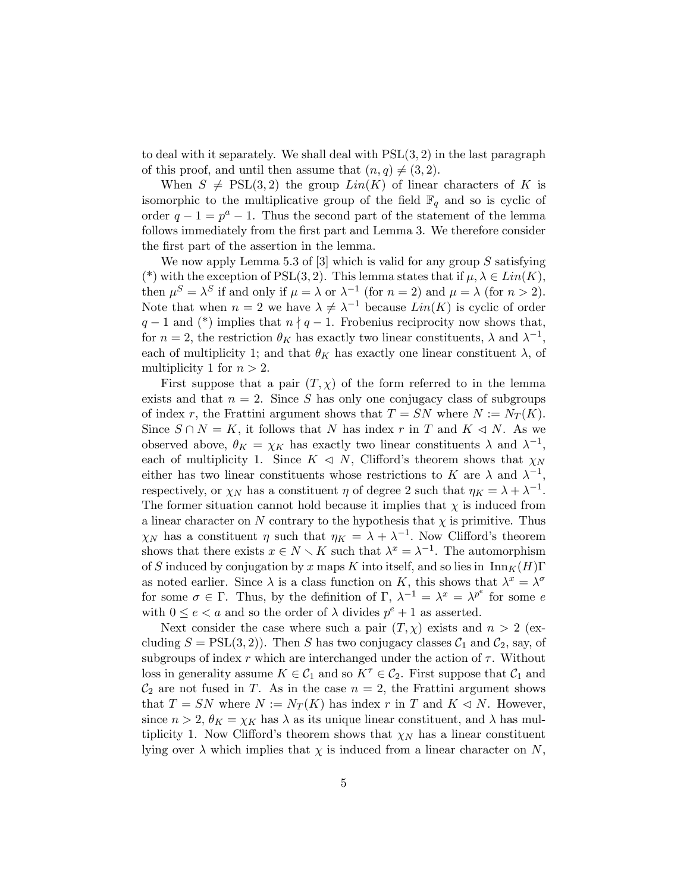to deal with it separately. We shall deal with $\mathrm{PSL}(3,2)$ in the last paragraph of this proof, and until then assume that $(n,q) \neq (3,2)$.

When $S \neq \mathrm{PSL}(3,2)$ the group $Lin(K)$ of linear characters of $K$ is isomorphic to the multiplicative group of the field $\mathbb{F}_q$ and so is cyclic of order $q-1 = p^a - 1$. Thus the second part of the statement of the lemma follows immediately from the first part and Lemma 3. We therefore consider the first part of the assertion in the lemma.

We now apply Lemma 5.3 of [3] which is valid for any group $S$ satisfying (*) with the exception of $\mathrm{PSL}(3,2)$. This lemma states that if $\mu, \lambda \in Lin(K)$, then $\mu^S = \lambda^S$ if and only if $\mu = \lambda$ or $\lambda^{-1}$ (for $n=2$) and $\mu = \lambda$ (for $n > 2$). Note that when $n = 2$ we have $\lambda \neq \lambda^{-1}$ because $Lin(K)$ is cyclic of order $q-1$ and (*) implies that $n \nmid q-1$. Frobenius reciprocity now shows that, for $n = 2$, the restriction $\theta_K$ has exactly two linear constituents, $\lambda$ and $\lambda^{-1}$, each of multiplicity 1; and that $\theta_K$ has exactly one linear constituent $\lambda$, of multiplicity 1 for $n > 2$.

First suppose that a pair $(T, \chi)$ of the form referred to in the lemma exists and that $n = 2$. Since $S$ has only one conjugacy class of subgroups of index $r$, the Frattini argument shows that $T = SN$ where $N := N_T(K)$. Since $S \cap N = K$, it follows that $N$ has index $r$ in $T$ and $K \lhd N$. As we observed above, $\theta_K = \chi_K$ has exactly two linear constituents $\lambda$ and $\lambda^{-1}$, each of multiplicity 1. Since $K \lhd N$, Clifford's theorem shows that $\chi_N$ either has two linear constituents whose restrictions to $K$ are $\lambda$ and $\lambda^{-1}$, respectively, or $\chi_N$ has a constituent $\eta$ of degree 2 such that $\eta_K = \lambda + \lambda^{-1}$. The former situation cannot hold because it implies that $\chi$ is induced from a linear character on $N$ contrary to the hypothesis that $\chi$ is primitive. Thus $\chi_N$ has a constituent $\eta$ such that $\eta_K = \lambda + \lambda^{-1}$. Now Clifford's theorem shows that there exists $x \in N \setminus K$ such that $\lambda^x = \lambda^{-1}$. The automorphism of $S$ induced by conjugation by $x$ maps $K$ into itself, and so lies in $\mathrm{Inn}_K(H)\Gamma$ as noted earlier. Since $\lambda$ is a class function on $K$, this shows that $\lambda^x = \lambda^\sigma$ for some $\sigma \in \Gamma$. Thus, by the definition of $\Gamma$, $\lambda^{-1} = \lambda^x = \lambda^{p^e}$ for some $e$ with $0 \leq e < a$ and so the order of $\lambda$ divides $p^e + 1$ as asserted.

Next consider the case where such a pair $(T, \chi)$ exists and $n > 2$ (excluding $S = \mathrm{PSL}(3,2)$). Then $S$ has two conjugacy classes $\mathcal{C}_1$ and $\mathcal{C}_2$, say, of subgroups of index $r$ which are interchanged under the action of $\tau$. Without loss in generality assume $K \in \mathcal{C}_1$ and so $K^\tau \in \mathcal{C}_2$. First suppose that $\mathcal{C}_1$ and $\mathcal{C}_2$ are not fused in $T$. As in the case $n = 2$, the Frattini argument shows that $T = SN$ where $N := N_T(K)$ has index $r$ in $T$ and $K \lhd N$. However, since $n > 2$, $\theta_K = \chi_K$ has $\lambda$ as its unique linear constituent, and $\lambda$ has multiplicity 1. Now Clifford's theorem shows that $\chi_N$ has a linear constituent lying over $\lambda$ which implies that $\chi$ is induced from a linear character on $N$,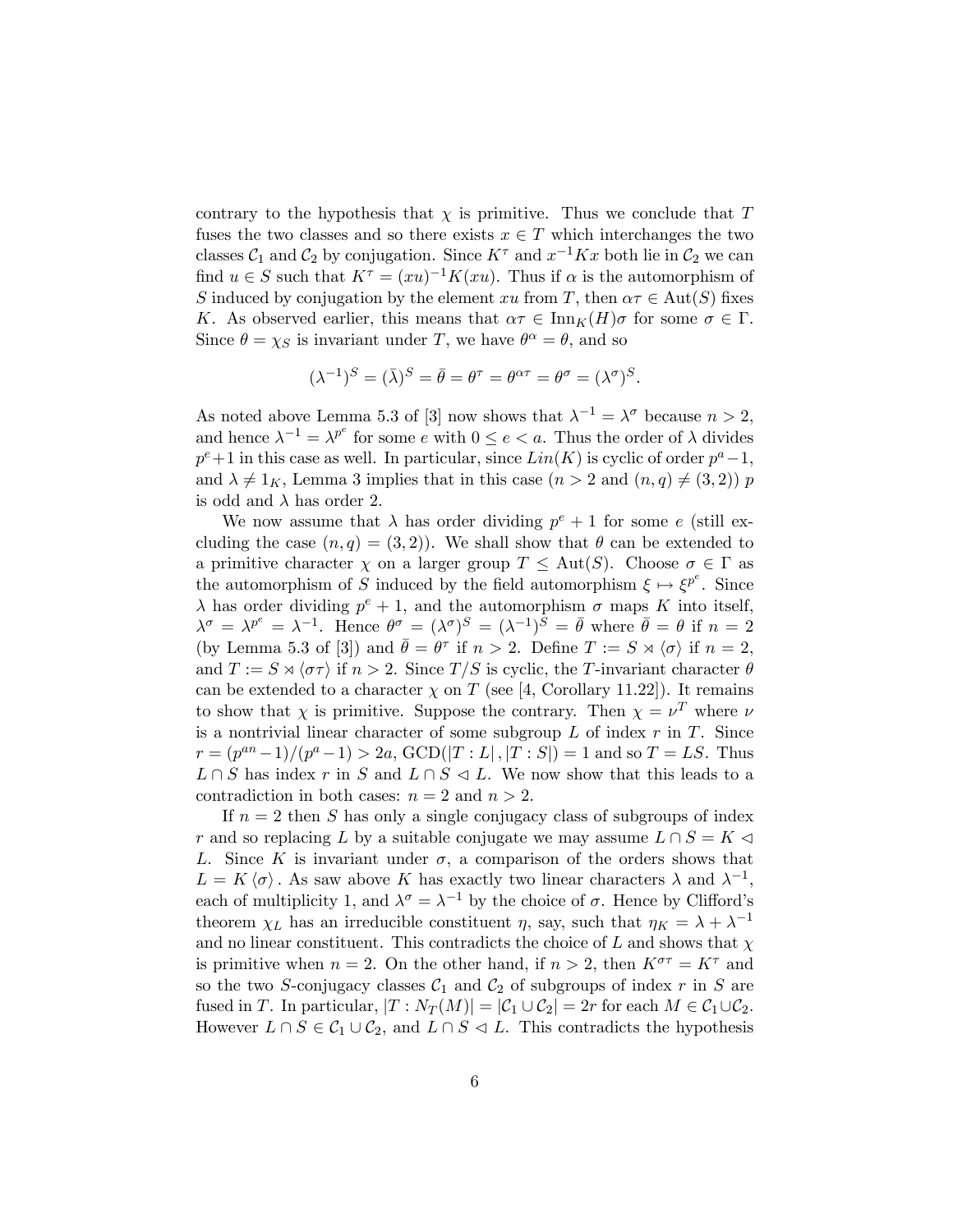contrary to the hypothesis that $\chi$ is primitive. Thus we conclude that $T$ fuses the two classes and so there exists $x \in T$ which interchanges the two classes $\mathcal{C}_1$ and $\mathcal{C}_2$ by conjugation. Since $K^\tau$ and $x^{-1}Kx$ both lie in $\mathcal{C}_2$ we can find $u \in S$ such that $K^\tau = (xu)^{-1}K(xu)$. Thus if $\alpha$ is the automorphism of $S$ induced by conjugation by the element $xu$ from $T$, then $\alpha\tau \in \mathrm{Aut}(S)$ fixes $K$. As observed earlier, this means that $\alpha\tau \in \mathrm{Inn}_K(H)\sigma$ for some $\sigma \in \Gamma$. Since $\theta = \chi_S$ is invariant under $T$, we have $\theta^\alpha = \theta$, and so

$$(\lambda^{-1})^S = (\bar{\lambda})^S = \bar{\theta} = \theta^\tau = \theta^{\alpha\tau} = \theta^\sigma = (\lambda^\sigma)^S.$$

As noted above Lemma 5.3 of [3] now shows that $\lambda^{-1} = \lambda^\sigma$ because $n > 2$, and hence $\lambda^{-1} = \lambda^{p^e}$ for some $e$ with $0 \le e < a$. Thus the order of $\lambda$ divides $p^e+1$ in this case as well. In particular, since $Lin(K)$ is cyclic of order $p^a-1$, and $\lambda \neq 1_K$, Lemma 3 implies that in this case ($n > 2$ and $(n,q) \neq (3,2)$) $p$ is odd and $\lambda$ has order 2.

We now assume that $\lambda$ has order dividing $p^e + 1$ for some $e$ (still excluding the case $(n,q) = (3,2)$). We shall show that $\theta$ can be extended to a primitive character $\chi$ on a larger group $T \le \mathrm{Aut}(S)$. Choose $\sigma \in \Gamma$ as the automorphism of $S$ induced by the field automorphism $\xi \mapsto \xi^{p^e}$. Since $\lambda$ has order dividing $p^e + 1$, and the automorphism $\sigma$ maps $K$ into itself, $\lambda^\sigma = \lambda^{p^e} = \lambda^{-1}$. Hence $\theta^\sigma = (\lambda^\sigma)^S = (\lambda^{-1})^S = \bar{\theta}$ where $\bar{\theta} = \theta$ if $n = 2$ (by Lemma 5.3 of [3]) and $\bar{\theta} = \theta^\tau$ if $n > 2$. Define $T := S \rtimes \langle\sigma\rangle$ if $n = 2$, and $T := S \rtimes \langle\sigma\tau\rangle$ if $n > 2$. Since $T/S$ is cyclic, the $T$-invariant character $\theta$ can be extended to a character $\chi$ on $T$ (see [4, Corollary 11.22]). It remains to show that $\chi$ is primitive. Suppose the contrary. Then $\chi = \nu^T$ where $\nu$ is a nontrivial linear character of some subgroup $L$ of index $r$ in $T$. Since $r = (p^{an}-1)/(p^a-1) > 2a$, $\mathrm{GCD}(|T : L|, |T : S|) = 1$ and so $T = LS$. Thus $L \cap S$ has index $r$ in $S$ and $L \cap S \lhd L$. We now show that this leads to a contradiction in both cases: $n = 2$ and $n > 2$.

If $n = 2$ then $S$ has only a single conjugacy class of subgroups of index $r$ and so replacing $L$ by a suitable conjugate we may assume $L \cap S = K \lhd L$. Since $K$ is invariant under $\sigma$, a comparison of the orders shows that $L = K\langle\sigma\rangle$. As saw above $K$ has exactly two linear characters $\lambda$ and $\lambda^{-1}$, each of multiplicity 1, and $\lambda^\sigma = \lambda^{-1}$ by the choice of $\sigma$. Hence by Clifford's theorem $\chi_L$ has an irreducible constituent $\eta$, say, such that $\eta_K = \lambda + \lambda^{-1}$ and no linear constituent. This contradicts the choice of $L$ and shows that $\chi$ is primitive when $n = 2$. On the other hand, if $n > 2$, then $K^{\sigma\tau} = K^\tau$ and so the two $S$-conjugacy classes $\mathcal{C}_1$ and $\mathcal{C}_2$ of subgroups of index $r$ in $S$ are fused in $T$. In particular, $|T : N_T(M)| = |\mathcal{C}_1 \cup \mathcal{C}_2| = 2r$ for each $M \in \mathcal{C}_1 \cup \mathcal{C}_2$. However $L \cap S \in \mathcal{C}_1 \cup \mathcal{C}_2$, and $L \cap S \lhd L$. This contradicts the hypothesis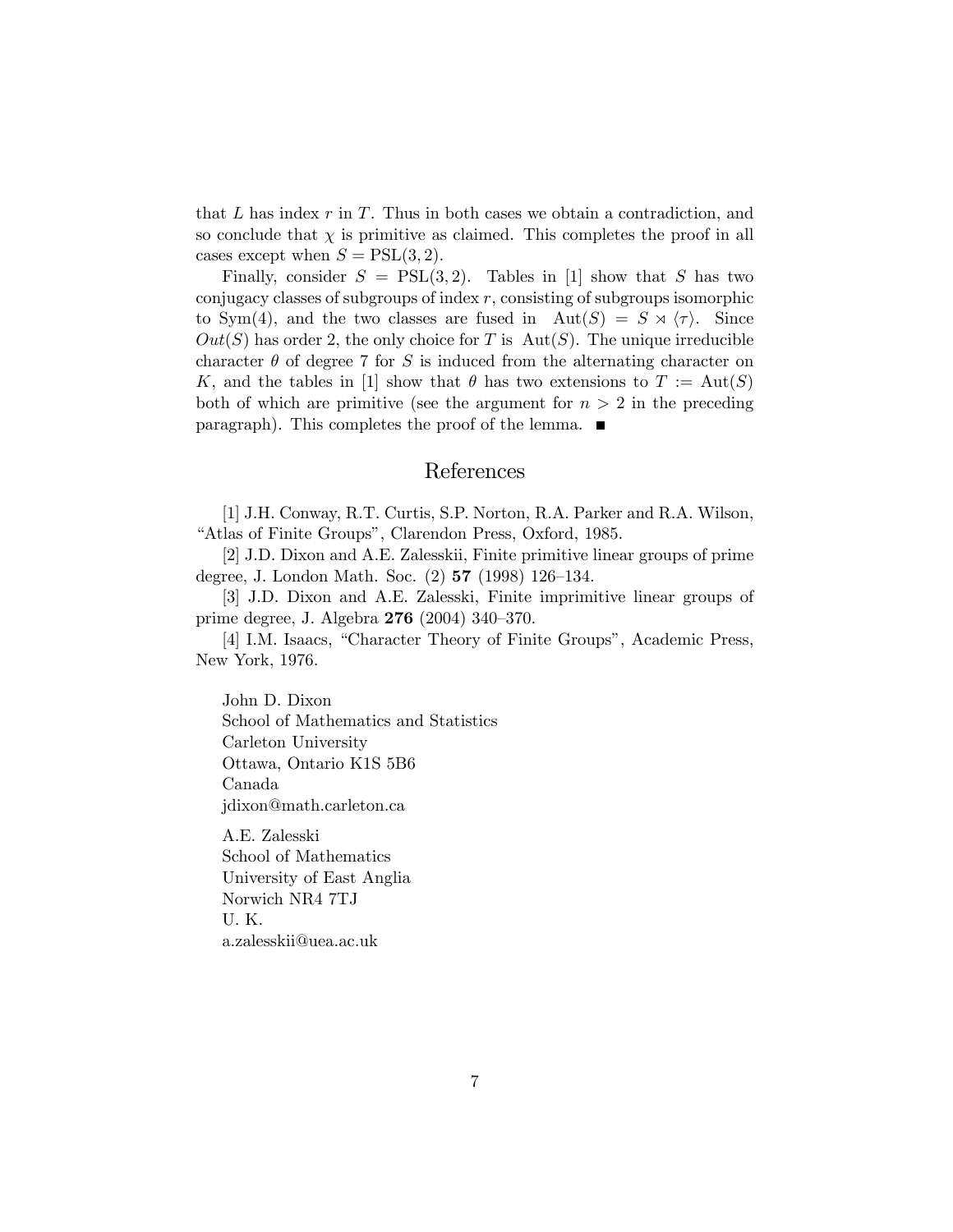that $L$ has index $r$ in $T$. Thus in both cases we obtain a contradiction, and so conclude that $\chi$ is primitive as claimed. This completes the proof in all cases except when $S = \mathrm{PSL}(3,2)$.

Finally, consider $S = \mathrm{PSL}(3,2)$. Tables in [1] show that $S$ has two conjugacy classes of subgroups of index $r$, consisting of subgroups isomorphic to Sym(4), and the two classes are fused in $\mathrm{Aut}(S) = S \rtimes \langle \tau \rangle$. Since $Out(S)$ has order 2, the only choice for $T$ is $\mathrm{Aut}(S)$. The unique irreducible character $\theta$ of degree 7 for $S$ is induced from the alternating character on $K$, and the tables in [1] show that $\theta$ has two extensions to $T := \mathrm{Aut}(S)$ both of which are primitive (see the argument for $n > 2$ in the preceding paragraph). This completes the proof of the lemma. ■

## References

[1] J.H. Conway, R.T. Curtis, S.P. Norton, R.A. Parker and R.A. Wilson, "Atlas of Finite Groups", Clarendon Press, Oxford, 1985.

[2] J.D. Dixon and A.E. Zalesskii, Finite primitive linear groups of prime degree, J. London Math. Soc. (2) **57** (1998) 126–134.

[3] J.D. Dixon and A.E. Zalesski, Finite imprimitive linear groups of prime degree, J. Algebra **276** (2004) 340–370.

[4] I.M. Isaacs, "Character Theory of Finite Groups", Academic Press, New York, 1976.

John D. Dixon
School of Mathematics and Statistics
Carleton University
Ottawa, Ontario K1S 5B6
Canada
jdixon@math.carleton.ca

A.E. Zalesski
School of Mathematics
University of East Anglia
Norwich NR4 7TJ
U. K.
a.zalesskii@uea.ac.uk